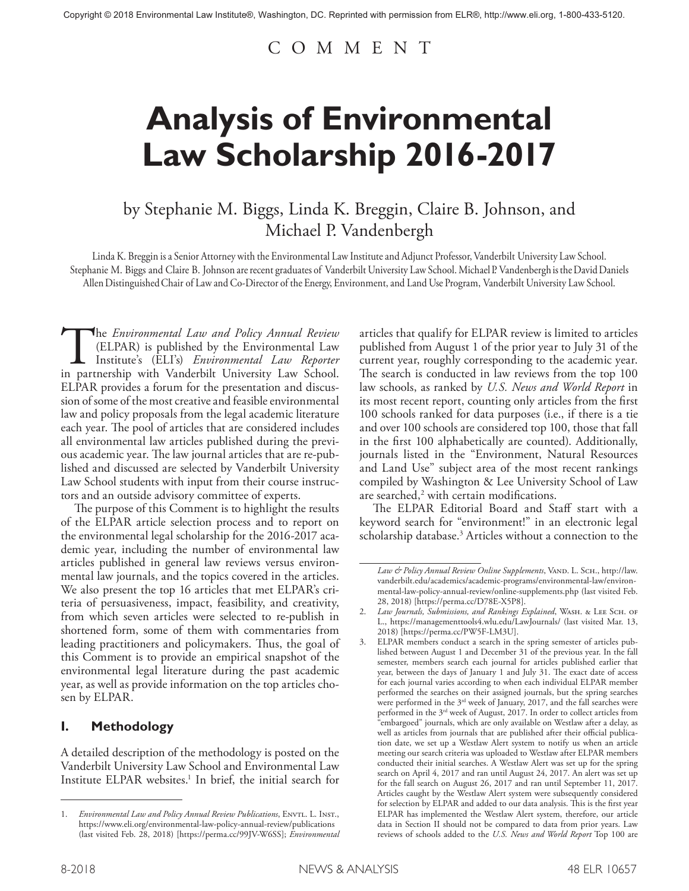Copyright © 2018 Environmental Law Institute®, Washington, DC. Reprinted with permission from ELR®, http://www.eli.org, 1-800-433-5120.

COMMENT

# Analysis of Environmental Law Scholarship 2016-2017

by Stephanie M. Biggs, Linda K. Breggin, Claire B. Johnson, and Michael P. Vandenbergh

Linda K. Breggin is a Senior Attorney with the Environmental Law Institute and Adjunct Professor, Vanderbilt University Law School. Stephanie M. Biggs and Claire B. Johnson are recent graduates of Vanderbilt University Law School. Michael P. Vandenbergh is the David Daniels Allen Distinguished Chair of Law and Co-Director of the Energy, Environment, and Land Use Program, Vanderbilt University Law School.

The *Environmental Law and Policy Annual Review* (ELPAR) is published by the Environmental Law Institute's (ELI's) *Environmental Law Reporter* in partnership with Vanderbilt University Law School. ELPAR provides a forum for the presentation and discussion of some of the most creative and feasible environmental law and policy proposals from the legal academic literature each year. The pool of articles that are considered includes all environmental law articles published during the previous academic year. The law journal articles that are re-published and discussed are selected by Vanderbilt University Law School students with input from their course instructors and an outside advisory committee of experts.

The purpose of this Comment is to highlight the results of the ELPAR article selection process and to report on the environmental legal scholarship for the 2016-2017 academic year, including the number of environmental law articles published in general law reviews versus environmental law journals, and the topics covered in the articles. We also present the top 16 articles that met ELPAR's criteria of persuasiveness, impact, feasibility, and creativity, from which seven articles were selected to re-publish in shortened form, some of them with commentaries from leading practitioners and policymakers. Thus, the goal of this Comment is to provide an empirical snapshot of the environmental legal literature during the past academic year, as well as provide information on the top articles chosen by ELPAR.

## I. Methodology

A detailed description of the methodology is posted on the Vanderbilt University Law School and Environmental Law Institute ELPAR websites.[1] In brief, the initial search for articles that qualify for ELPAR review is limited to articles published from August 1 of the prior year to July 31 of the current year, roughly corresponding to the academic year. The search is conducted in law reviews from the top 100 law schools, as ranked by *U.S. News and World Report* in its most recent report, counting only articles from the first 100 schools ranked for data purposes (i.e., if there is a tie and over 100 schools are considered top 100, those that fall in the first 100 alphabetically are counted). Additionally, journals listed in the "Environment, Natural Resources and Land Use" subject area of the most recent rankings compiled by Washington & Lee University School of Law are searched,[2] with certain modifications.

The ELPAR Editorial Board and Staff start with a keyword search for "environment!" in an electronic legal scholarship database.[3] Articles without a connection to the

---

1. *Environmental Law and Policy Annual Review Publications*, Envtl. L. Inst., https://www.eli.org/environmental-law-policy-annual-review/publications (last visited Feb. 28, 2018) [https://perma.cc/99JV-W6SS]; *Environmental Law & Policy Annual Review Online Supplements*, Vand. L. Sch., http://law.vanderbilt.edu/academics/academic-programs/environmental-law/environmental-law-policy-annual-review/online-supplements.php (last visited Feb. 28, 2018) [https://perma.cc/D78E-X5P8].
2. *Law Journals, Submissions, and Rankings Explained*, Wash. & Lee Sch. of L., https://managementtools4.wlu.edu/LawJournals/ (last visited Mar. 13, 2018) [https://perma.cc/PW5F-LM3U].
3. ELPAR members conduct a search in the spring semester of articles published between August 1 and December 31 of the previous year. In the fall semester, members search each journal for articles published earlier that year, between the days of January 1 and July 31. The exact date of access for each journal varies according to when each individual ELPAR member performed the searches on their assigned journals, but the spring searches were performed in the 3rd week of January, 2017, and the fall searches were performed in the 3rd week of August, 2017. In order to collect articles from "embargoed" journals, which are only available on Westlaw after a delay, as well as articles from journals that are published after their official publication date, we set up a Westlaw Alert system to notify us when an article meeting our search criteria was uploaded to Westlaw after ELPAR members conducted their initial searches. A Westlaw Alert was set up for the spring search on April 4, 2017 and ran until August 24, 2017. An alert was set up for the fall search on August 26, 2017 and ran until September 11, 2017. Articles caught by the Westlaw Alert system were subsequently considered for selection by ELPAR and added to our data analysis. This is the first year ELPAR has implemented the Westlaw Alert system, therefore, our article data in Section II should not be compared to data from prior years. Law reviews of schools added to the *U.S. News and World Report* Top 100 are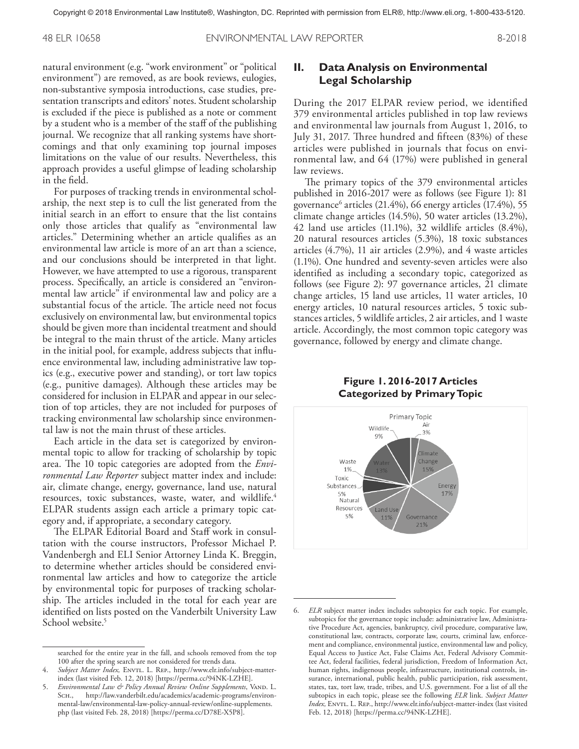natural environment (e.g. "work environment" or "political environment") are removed, as are book reviews, eulogies, non-substantive symposia introductions, case studies, presentation transcripts and editors' notes. Student scholarship is excluded if the piece is published as a note or comment by a student who is a member of the staff of the publishing journal. We recognize that all ranking systems have shortcomings and that only examining top journal imposes limitations on the value of our results. Nevertheless, this approach provides a useful glimpse of leading scholarship in the field.

For purposes of tracking trends in environmental scholarship, the next step is to cull the list generated from the initial search in an effort to ensure that the list contains only those articles that qualify as "environmental law articles." Determining whether an article qualifies as an environmental law article is more of an art than a science, and our conclusions should be interpreted in that light. However, we have attempted to use a rigorous, transparent process. Specifically, an article is considered an "environmental law article" if environmental law and policy are a substantial focus of the article. The article need not focus exclusively on environmental law, but environmental topics should be given more than incidental treatment and should be integral to the main thrust of the article. Many articles in the initial pool, for example, address subjects that influence environmental law, including administrative law topics (e.g., executive power and standing), or tort law topics (e.g., punitive damages). Although these articles may be considered for inclusion in ELPAR and appear in our selection of top articles, they are not included for purposes of tracking environmental law scholarship since environmental law is not the main thrust of these articles.

Each article in the data set is categorized by environmental topic to allow for tracking of scholarship by topic area. The 10 topic categories are adopted from the *Environmental Law Reporter* subject matter index and include: air, climate change, energy, governance, land use, natural resources, toxic substances, waste, water, and wildlife.[4] ELPAR students assign each article a primary topic category and, if appropriate, a secondary category.

The ELPAR Editorial Board and Staff work in consultation with the course instructors, Professor Michael P. Vandenbergh and ELI Senior Attorney Linda K. Breggin, to determine whether articles should be considered environmental law articles and how to categorize the article by environmental topic for purposes of tracking scholarship. The articles included in the total for each year are identified on lists posted on the Vanderbilt University Law School website.[5]

## II. Data Analysis on Environmental Legal Scholarship

During the 2017 ELPAR review period, we identified 379 environmental articles published in top law reviews and environmental law journals from August 1, 2016, to July 31, 2017. Three hundred and fifteen (83%) of these articles were published in journals that focus on environmental law, and 64 (17%) were published in general law reviews.

The primary topics of the 379 environmental articles published in 2016-2017 were as follows (see Figure 1): 81 governance[6] articles (21.4%), 66 energy articles (17.4%), 55 climate change articles (14.5%), 50 water articles (13.2%), 42 land use articles (11.1%), 32 wildlife articles (8.4%), 20 natural resources articles (5.3%), 18 toxic substances articles (4.7%), 11 air articles (2.9%), and 4 waste articles (1.1%). One hundred and seventy-seven articles were also identified as including a secondary topic, categorized as follows (see Figure 2): 97 governance articles, 21 climate change articles, 15 land use articles, 11 water articles, 10 energy articles, 10 natural resources articles, 5 toxic substances articles, 5 wildlife articles, 2 air articles, and 1 waste article. Accordingly, the most common topic category was governance, followed by energy and climate change.

**Figure 1. 2016-2017 Articles Categorized by Primary Topic**

Primary Topic

| Topic | Share |
|---|---|
| Air | 3% |
| Climate Change | 15% |
| Energy | 17% |
| Governance | 21% |
| Land Use | 11% |
| Natural Resources | 5% |
| Toxic Substances | 5% |
| Waste | 1% |
| Water | 13% |
| Wildlife | 9% |

---

searched for the entire year in the fall, and schools removed from the top 100 after the spring search are not considered for trends data.

4. *Subject Matter Index*, Envtl. L. Rep., http://www.elr.info/subject-matter-index (last visited Feb. 12, 2018) [https://perma.cc/94NK-LZHE].

5. *Environmental Law & Policy Annual Review Online Supplements*, Vand. L. Sch., http://law.vanderbilt.edu/academics/academic-programs/environmental-law/environmental-law-policy-annual-review/online-supplements.php (last visited Feb. 28, 2018) [https://perma.cc/D78E-X5P8].

6. *ELR* subject matter index includes subtopics for each topic. For example, subtopics for the governance topic include: administrative law, Administrative Procedure Act, agencies, bankruptcy, civil procedure, comparative law, constitutional law, contracts, corporate law, courts, criminal law, enforcement and compliance, environmental justice, environmental law and policy, Equal Access to Justice Act, False Claims Act, Federal Advisory Committee Act, federal facilities, federal jurisdiction, Freedom of Information Act, human rights, indigenous people, infrastructure, institutional controls, insurance, international, public health, public participation, risk assessment, states, tax, tort law, trade, tribes, and U.S. government. For a list of all the subtopics in each topic, please see the following *ELR* link. *Subject Matter Index,* Envtl. L. Rep., http://www.elr.info/subject-matter-index (last visited Feb. 12, 2018) [https://perma.cc/94NK-LZHE].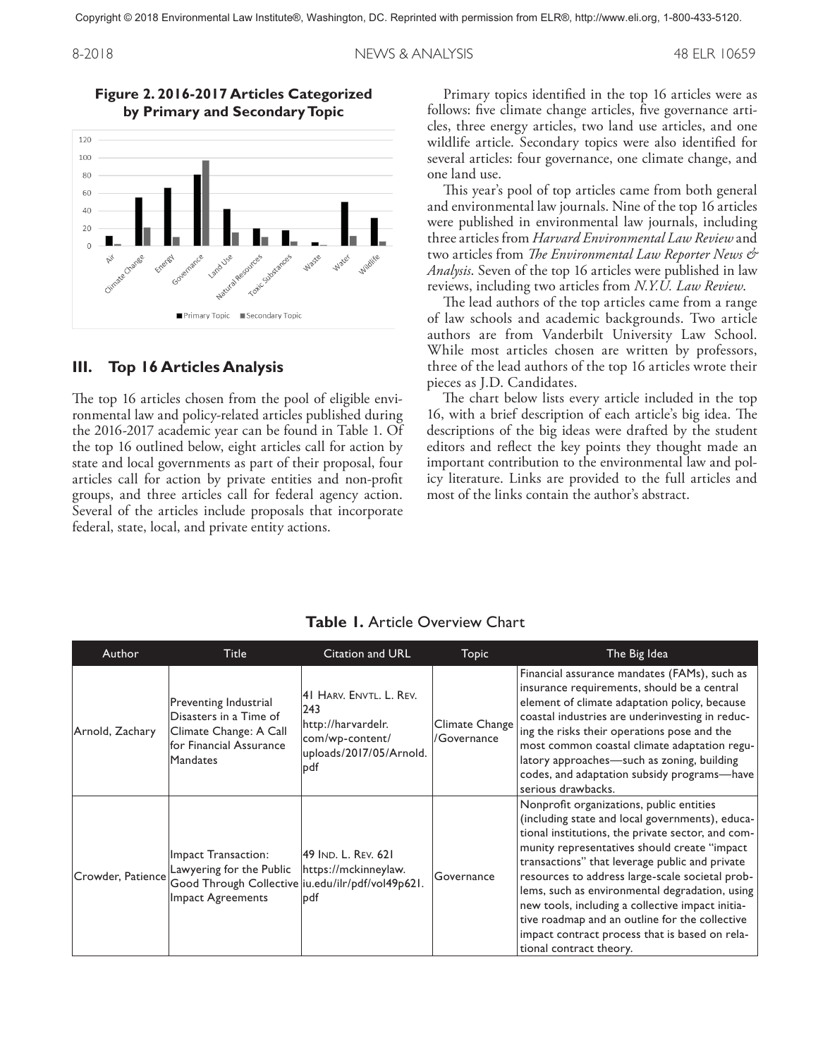**Figure 2. 2016-2017 Articles Categorized by Primary and Secondary Topic**

## III. Top 16 Articles Analysis

The top 16 articles chosen from the pool of eligible environmental law and policy-related articles published during the 2016-2017 academic year can be found in Table 1. Of the top 16 outlined below, eight articles call for action by state and local governments as part of their proposal, four articles call for action by private entities and non-profit groups, and three articles call for federal agency action. Several of the articles include proposals that incorporate federal, state, local, and private entity actions.

Primary topics identified in the top 16 articles were as follows: five climate change articles, five governance articles, three energy articles, two land use articles, and one wildlife article. Secondary topics were also identified for several articles: four governance, one climate change, and one land use.

This year's pool of top articles came from both general and environmental law journals. Nine of the top 16 articles were published in environmental law journals, including three articles from *Harvard Environmental Law Review* and two articles from *The Environmental Law Reporter News & Analysis*. Seven of the top 16 articles were published in law reviews, including two articles from *N.Y.U. Law Review*.

The lead authors of the top articles came from a range of law schools and academic backgrounds. Two article authors are from Vanderbilt University Law School. While most articles chosen are written by professors, three of the lead authors of the top 16 articles wrote their pieces as J.D. Candidates.

The chart below lists every article included in the top 16, with a brief description of each article's big idea. The descriptions of the big ideas were drafted by the student editors and reflect the key points they thought made an important contribution to the environmental law and policy literature. Links are provided to the full articles and most of the links contain the author's abstract.

**Table 1.** Article Overview Chart

| Author | Title | Citation and URL | Topic | The Big Idea |
|---|---|---|---|---|
| Arnold, Zachary | Preventing Industrial Disasters in a Time of Climate Change: A Call for Financial Assurance Mandates | 41 Harv. Envtl. L. Rev. 243 http://harvardelr.com/wp-content/uploads/2017/05/Arnold.pdf | Climate Change /Governance | Financial assurance mandates (FAMs), such as insurance requirements, should be a central element of climate adaptation policy, because coastal industries are underinvesting in reducing the risks their operations pose and the most common coastal climate adaptation regulatory approaches—such as zoning, building codes, and adaptation subsidy programs—have serious drawbacks. |
| Crowder, Patience | Impact Transaction: Lawyering for the Public Good Through Collective Impact Agreements | 49 Ind. L. Rev. 621 https://mckinneylaw.iu.edu/ilr/pdf/vol49p621.pdf | Governance | Nonprofit organizations, public entities (including state and local governments), educational institutions, the private sector, and community representatives should create "impact transactions" that leverage public and private resources to address large-scale societal problems, such as environmental degradation, using new tools, including a collective impact initiative roadmap and an outline for the collective impact contract process that is based on relational contract theory. |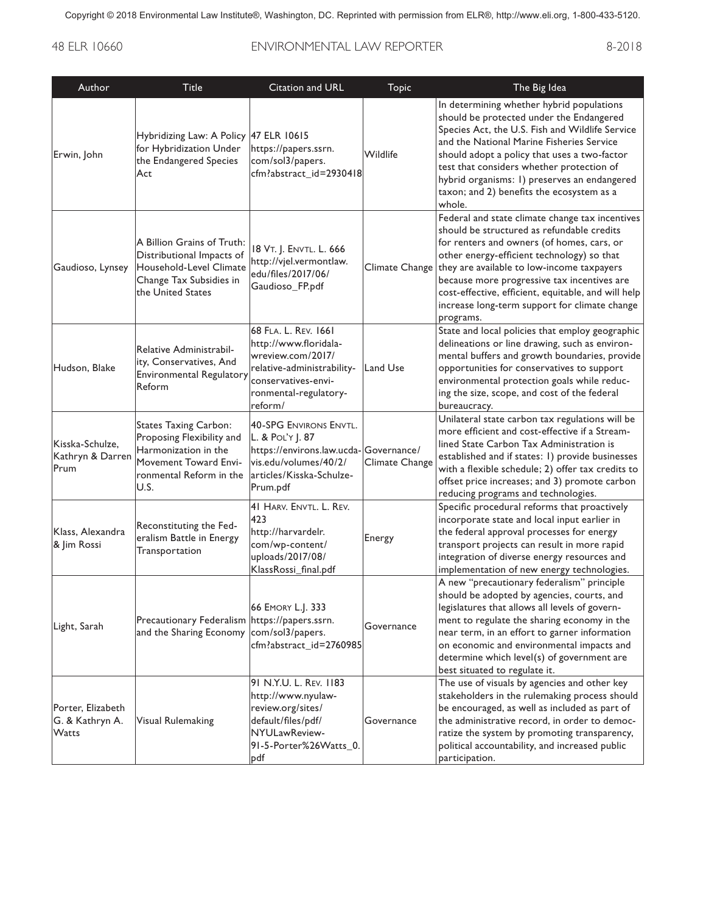| Author | Title | Citation and URL | Topic | The Big Idea |
|---|---|---|---|---|
| Erwin, John | Hybridizing Law: A Policy for Hybridization Under the Endangered Species Act | 47 ELR 10615 https://papers.ssrn.com/sol3/papers.cfm?abstract_id=2930418 | Wildlife | In determining whether hybrid populations should be protected under the Endangered Species Act, the U.S. Fish and Wildlife Service and the National Marine Fisheries Service should adopt a policy that uses a two-factor test that considers whether protection of hybrid organisms: 1) preserves an endangered taxon; and 2) benefits the ecosystem as a whole. |
| Gaudioso, Lynsey | A Billion Grains of Truth: Distributional Impacts of Household-Level Climate Change Tax Subsidies in the United States | 18 Vt. J. Envtl. L. 666 http://vjel.vermontlaw.edu/files/2017/06/Gaudioso_FP.pdf | Climate Change | Federal and state climate change tax incentives should be structured as refundable credits for renters and owners (of homes, cars, or other energy-efficient technology) so that they are available to low-income taxpayers because more progressive tax incentives are cost-effective, efficient, equitable, and will help increase long-term support for climate change programs. |
| Hudson, Blake | Relative Administrability, Conservatives, And Environmental Regulatory Reform | 68 Fla. L. Rev. 1661 http://www.floridalawreview.com/2017/relative-administrability-conservatives-environmental-regulatory-reform/ | Land Use | State and local policies that employ geographic delineations or line drawing, such as environmental buffers and growth boundaries, provide opportunities for conservatives to support environmental protection goals while reducing the size, scope, and cost of the federal bureaucracy. |
| Kisska-Schulze, Kathryn & Darren Prum | States Taxing Carbon: Proposing Flexibility and Harmonization in the Movement Toward Environmental Reform in the U.S. | 40-SPG Environs Envtl. L. & Pol'y J. 87 https://environs.law.ucdavis.edu/volumes/40/2/articles/Kisska-Schulze-Prum.pdf | Governance/ Climate Change | Unilateral state carbon tax regulations will be more efficient and cost-effective if a Streamlined State Carbon Tax Administration is established and if states: 1) provide businesses with a flexible schedule; 2) offer tax credits to offset price increases; and 3) promote carbon reducing programs and technologies. |
| Klass, Alexandra & Jim Rossi | Reconstituting the Federalism Battle in Energy Transportation | 41 Harv. Envtl. L. Rev. 423 http://harvardelr.com/wp-content/uploads/2017/08/KlassRossi_final.pdf | Energy | Specific procedural reforms that proactively incorporate state and local input earlier in the federal approval processes for energy transport projects can result in more rapid integration of diverse energy resources and implementation of new energy technologies. |
| Light, Sarah | Precautionary Federalism and the Sharing Economy | 66 Emory L.J. 333 https://papers.ssrn.com/sol3/papers.cfm?abstract_id=2760985 | Governance | A new "precautionary federalism" principle should be adopted by agencies, courts, and legislatures that allows all levels of government to regulate the sharing economy in the near term, in an effort to garner information on economic and environmental impacts and determine which level(s) of government are best situated to regulate it. |
| Porter, Elizabeth G. & Kathryn A. Watts | Visual Rulemaking | 91 N.Y.U. L. Rev. 1183 http://www.nyulawreview.org/sites/default/files/pdf/NYULawReview-91-5-Porter%26Watts_0.pdf | Governance | The use of visuals by agencies and other key stakeholders in the rulemaking process should be encouraged, as well as included as part of the administrative record, in order to democratize the system by promoting transparency, political accountability, and increased public participation. |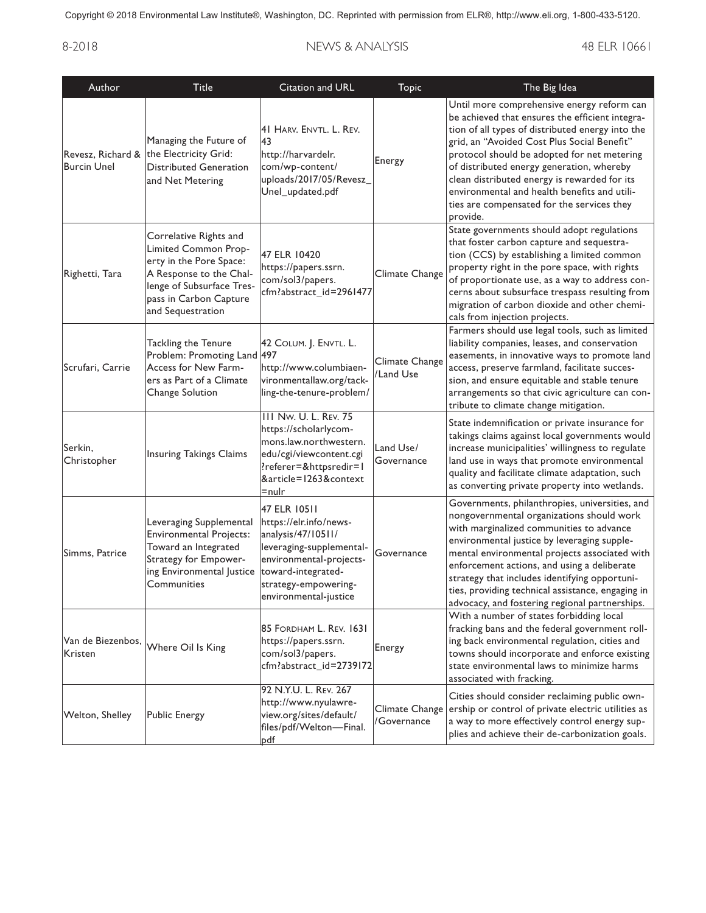| Author | Title | Citation and URL | Topic | The Big Idea |
|---|---|---|---|---|
| Revesz, Richard & Burcin Unel | Managing the Future of the Electricity Grid: Distributed Generation and Net Metering | 41 HARV. ENVTL. L. REV. 43 http://harvardelr.com/wp-content/uploads/2017/05/Revesz_Unel_updated.pdf | Energy | Until more comprehensive energy reform can be achieved that ensures the efficient integration of all types of distributed energy into the grid, an "Avoided Cost Plus Social Benefit" protocol should be adopted for net metering of distributed energy generation, whereby clean distributed energy is rewarded for its environmental and health benefits and utilities are compensated for the services they provide. |
| Righetti, Tara | Correlative Rights and Limited Common Property in the Pore Space: A Response to the Challenge of Subsurface Trespass in Carbon Capture and Sequestration | 47 ELR 10420 https://papers.ssrn.com/sol3/papers.cfm?abstract_id=2961477 | Climate Change | State governments should adopt regulations that foster carbon capture and sequestration (CCS) by establishing a limited common property right in the pore space, with rights of proportionate use, as a way to address concerns about subsurface trespass resulting from migration of carbon dioxide and other chemicals from injection projects. |
| Scrufari, Carrie | Tackling the Tenure Problem: Promoting Land Access for New Farmers as Part of a Climate Change Solution | 42 COLUM. J. ENVTL. L. 497 http://www.columbiaenvironmentallaw.org/tackling-the-tenure-problem/ | Climate Change /Land Use | Farmers should use legal tools, such as limited liability companies, leases, and conservation easements, in innovative ways to promote land access, preserve farmland, facilitate succession, and ensure equitable and stable tenure arrangements so that civic agriculture can contribute to climate change mitigation. |
| Serkin, Christopher | Insuring Takings Claims | 111 NW. U. L. REV. 75 https://scholarlycommons.law.northwestern.edu/cgi/viewcontent.cgi?referer=&httpsredir=1&article=1263&context=nulr | Land Use/ Governance | State indemnification or private insurance for takings claims against local governments would increase municipalities' willingness to regulate land use in ways that promote environmental quality and facilitate climate adaptation, such as converting private property into wetlands. |
| Simms, Patrice | Leveraging Supplemental Environmental Projects: Toward an Integrated Strategy for Empowering Environmental Justice Communities | 47 ELR 10511 https://elr.info/news-analysis/47/10511/leveraging-supplemental-environmental-projects-toward-integrated-strategy-empowering-environmental-justice | Governance | Governments, philanthropies, universities, and nongovernmental organizations should work with marginalized communities to advance environmental justice by leveraging supplemental environmental projects associated with enforcement actions, and using a deliberate strategy that includes identifying opportunities, providing technical assistance, engaging in advocacy, and fostering regional partnerships. |
| Van de Biezenbos, Kristen | Where Oil Is King | 85 FORDHAM L. REV. 1631 https://papers.ssrn.com/sol3/papers.cfm?abstract_id=2739172 | Energy | With a number of states forbidding local fracking bans and the federal government rolling back environmental regulation, cities and towns should incorporate and enforce existing state environmental laws to minimize harms associated with fracking. |
| Welton, Shelley | Public Energy | 92 N.Y.U. L. REV. 267 http://www.nyulawreview.org/sites/default/files/pdf/Welton—Final.pdf | Climate Change /Governance | Cities should consider reclaiming public ownership or control of private electric utilities as a way to more effectively control energy supplies and achieve their de-carbonization goals. |